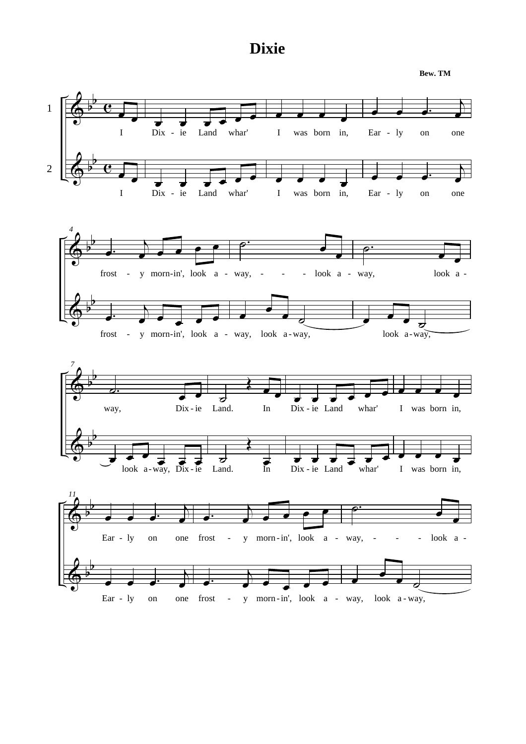# Dixie

**Bew. TM**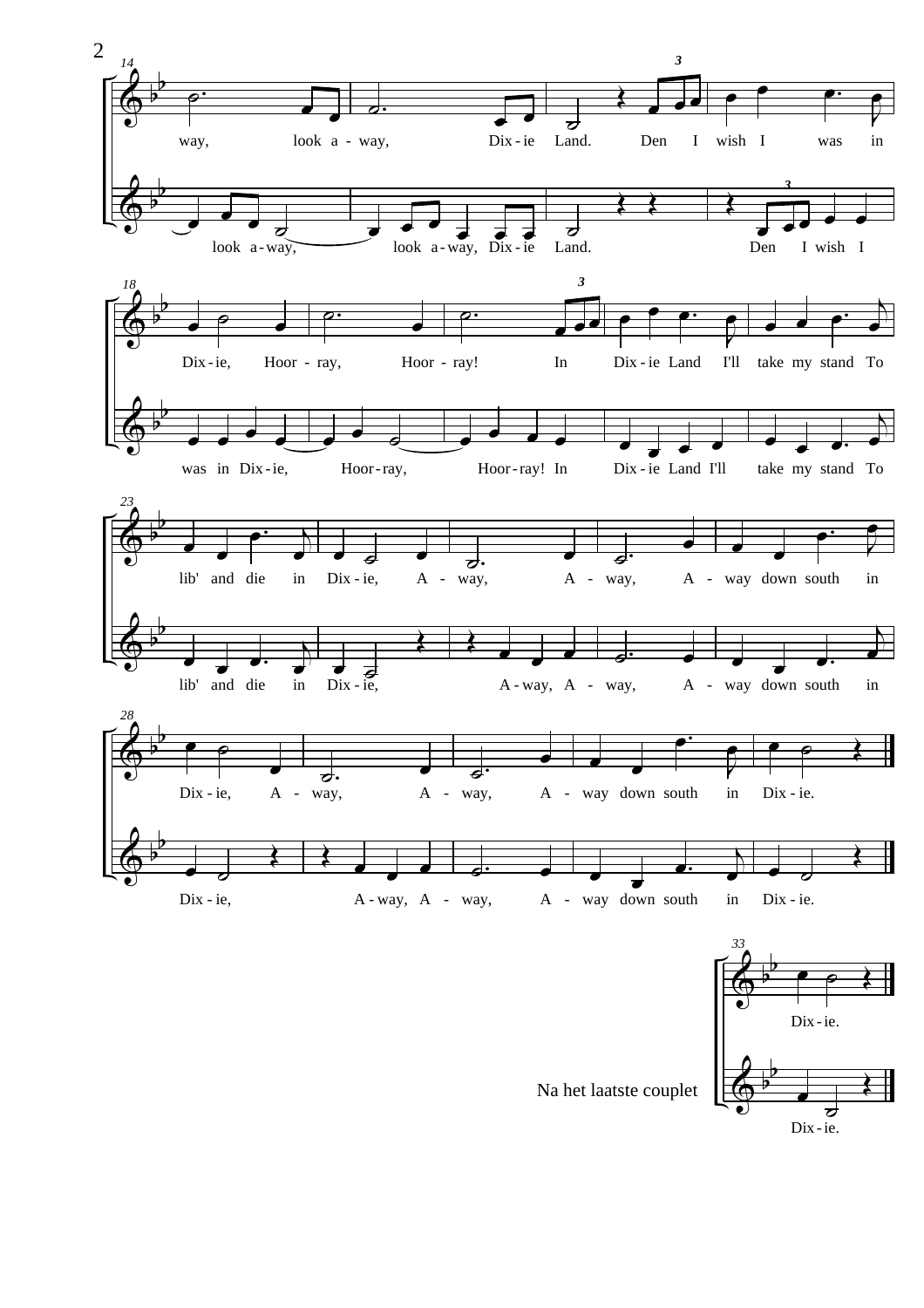Na het laatste couplet